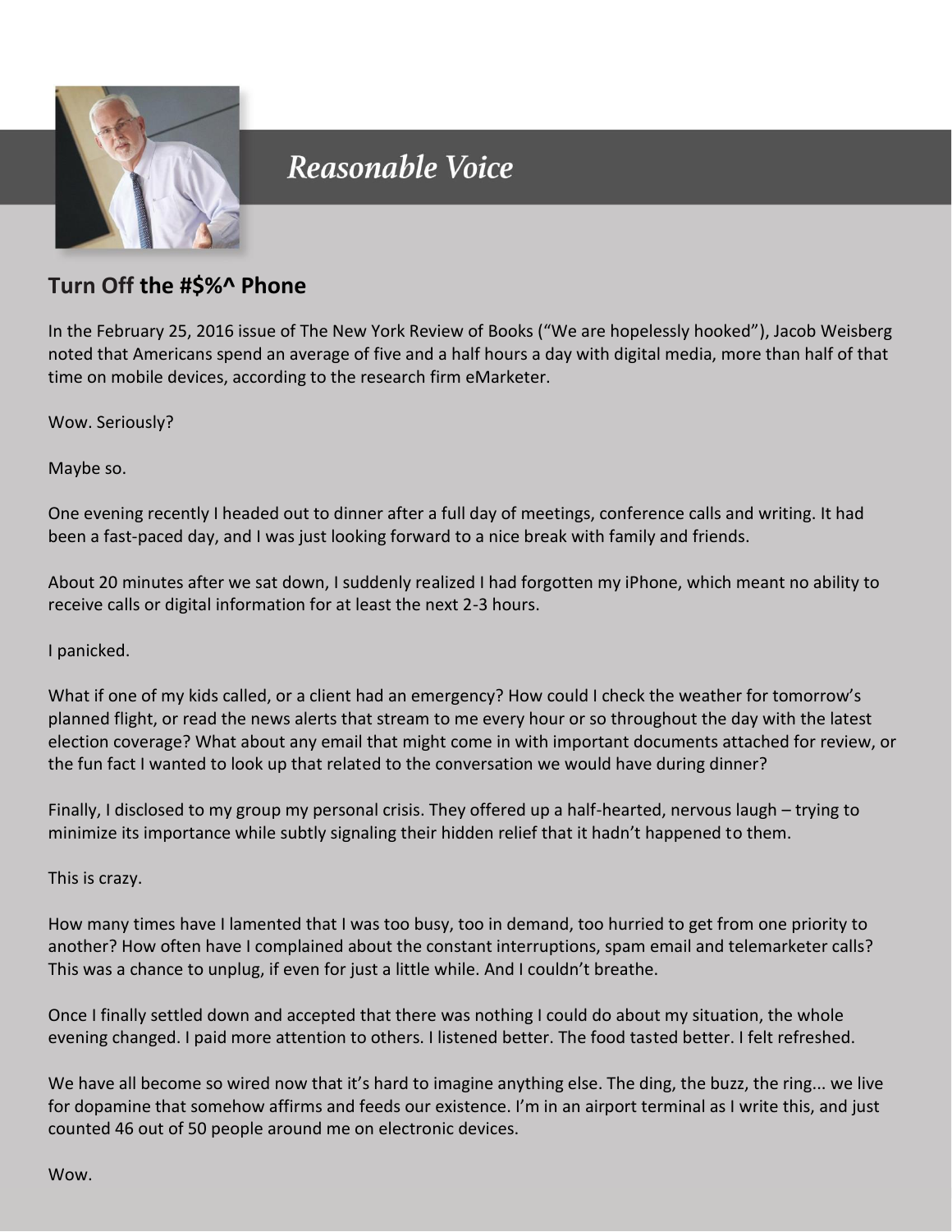## *Reasonable Voice*

### Turn Off the #$%^ Phone

In the February 25, 2016 issue of The New York Review of Books ("We are hopelessly hooked"), Jacob Weisberg noted that Americans spend an average of five and a half hours a day with digital media, more than half of that time on mobile devices, according to the research firm eMarketer.

Wow. Seriously?

Maybe so.

One evening recently I headed out to dinner after a full day of meetings, conference calls and writing. It had been a fast-paced day, and I was just looking forward to a nice break with family and friends.

About 20 minutes after we sat down, I suddenly realized I had forgotten my iPhone, which meant no ability to receive calls or digital information for at least the next 2-3 hours.

I panicked.

What if one of my kids called, or a client had an emergency? How could I check the weather for tomorrow's planned flight, or read the news alerts that stream to me every hour or so throughout the day with the latest election coverage? What about any email that might come in with important documents attached for review, or the fun fact I wanted to look up that related to the conversation we would have during dinner?

Finally, I disclosed to my group my personal crisis. They offered up a half-hearted, nervous laugh – trying to minimize its importance while subtly signaling their hidden relief that it hadn't happened to them.

This is crazy.

How many times have I lamented that I was too busy, too in demand, too hurried to get from one priority to another? How often have I complained about the constant interruptions, spam email and telemarketer calls? This was a chance to unplug, if even for just a little while. And I couldn't breathe.

Once I finally settled down and accepted that there was nothing I could do about my situation, the whole evening changed. I paid more attention to others. I listened better. The food tasted better. I felt refreshed.

We have all become so wired now that it's hard to imagine anything else. The ding, the buzz, the ring... we live for dopamine that somehow affirms and feeds our existence. I'm in an airport terminal as I write this, and just counted 46 out of 50 people around me on electronic devices.

Wow.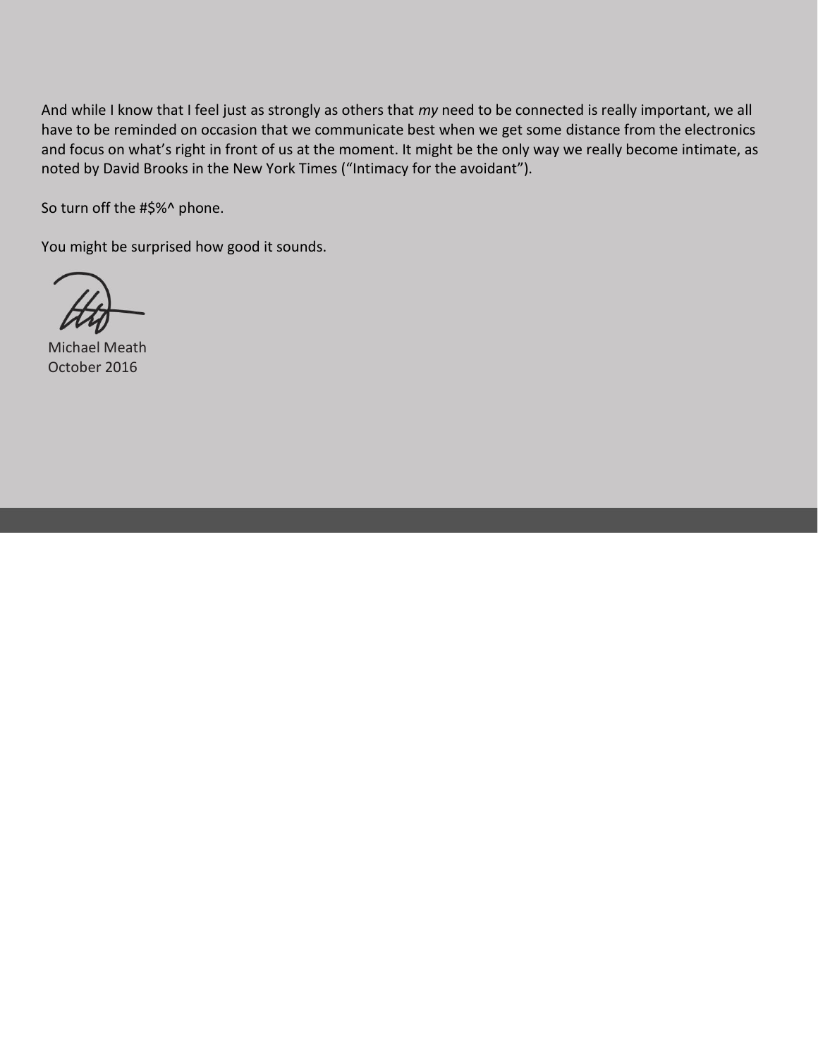And while I know that I feel just as strongly as others that *my* need to be connected is really important, we all have to be reminded on occasion that we communicate best when we get some distance from the electronics and focus on what's right in front of us at the moment. It might be the only way we really become intimate, as noted by David Brooks in the New York Times ("Intimacy for the avoidant").

So turn off the #$%^ phone.

You might be surprised how good it sounds.

Michael Meath
October 2016